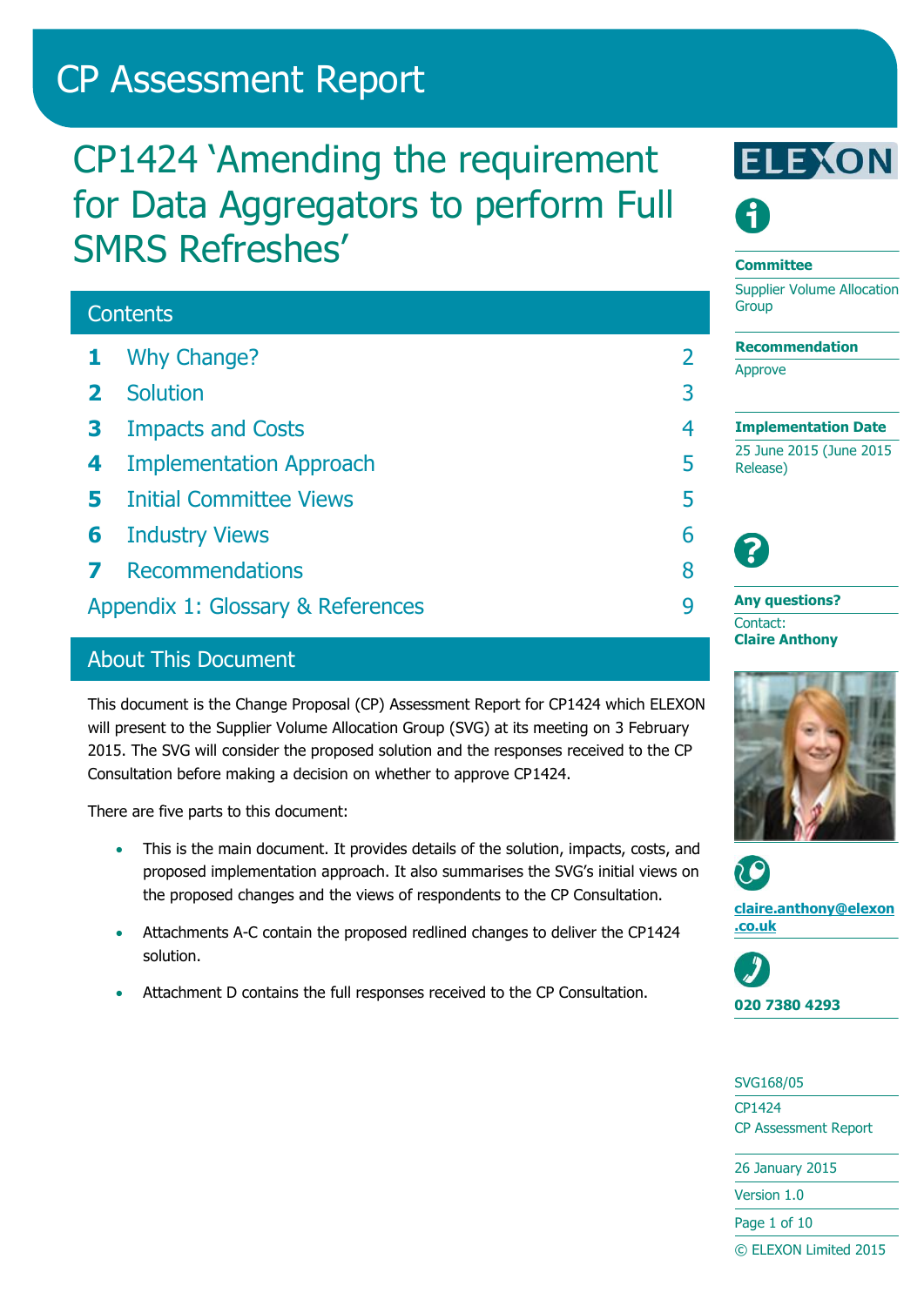# CP Assessment Report

# CP1424 'Amending the requirement for Data Aggregators to perform Full SMRS Refreshes'

## Contents

| | | |
|---|---|---|
| **1** | Why Change? | 2 |
| **2** | Solution | 3 |
| **3** | Impacts and Costs | 4 |
| **4** | Implementation Approach | 5 |
| **5** | Initial Committee Views | 5 |
| **6** | Industry Views | 6 |
| **7** | Recommendations | 8 |
| | Appendix 1: Glossary & References | 9 |

## About This Document

This document is the Change Proposal (CP) Assessment Report for CP1424 which ELEXON will present to the Supplier Volume Allocation Group (SVG) at its meeting on 3 February 2015. The SVG will consider the proposed solution and the responses received to the CP Consultation before making a decision on whether to approve CP1424.

There are five parts to this document:

- This is the main document. It provides details of the solution, impacts, costs, and proposed implementation approach. It also summarises the SVG's initial views on the proposed changes and the views of respondents to the CP Consultation.
- Attachments A-C contain the proposed redlined changes to deliver the CP1424 solution.
- Attachment D contains the full responses received to the CP Consultation.

ELEXON

**Committee**

Supplier Volume Allocation Group

**Recommendation**

Approve

**Implementation Date**

25 June 2015 (June 2015 Release)

**Any questions?**

Contact:
**Claire Anthony**

**claire.anthony@elexon.co.uk**

**020 7380 4293**

SVG168/05

CP1424
CP Assessment Report

26 January 2015

Version 1.0

© ELEXON Limited 2015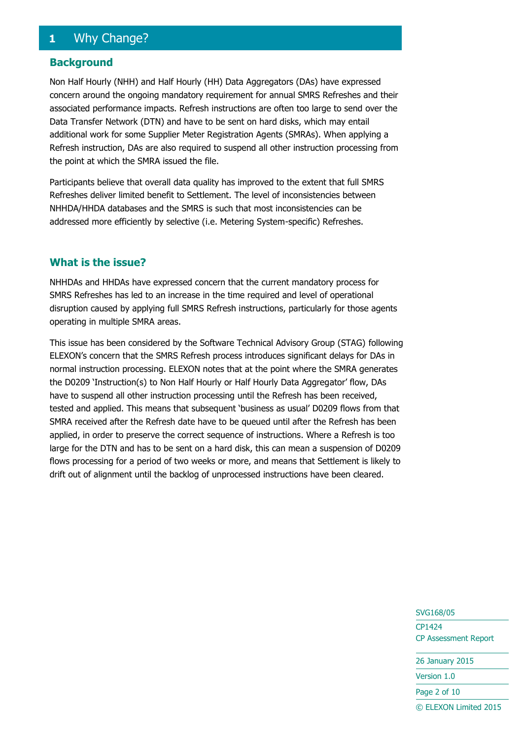# 1 Why Change?

## Background

Non Half Hourly (NHH) and Half Hourly (HH) Data Aggregators (DAs) have expressed concern around the ongoing mandatory requirement for annual SMRS Refreshes and their associated performance impacts. Refresh instructions are often too large to send over the Data Transfer Network (DTN) and have to be sent on hard disks, which may entail additional work for some Supplier Meter Registration Agents (SMRAs). When applying a Refresh instruction, DAs are also required to suspend all other instruction processing from the point at which the SMRA issued the file.

Participants believe that overall data quality has improved to the extent that full SMRS Refreshes deliver limited benefit to Settlement. The level of inconsistencies between NHHDA/HHDA databases and the SMRS is such that most inconsistencies can be addressed more efficiently by selective (i.e. Metering System-specific) Refreshes.

## What is the issue?

NHHDAs and HHDAs have expressed concern that the current mandatory process for SMRS Refreshes has led to an increase in the time required and level of operational disruption caused by applying full SMRS Refresh instructions, particularly for those agents operating in multiple SMRA areas.

This issue has been considered by the Software Technical Advisory Group (STAG) following ELEXON's concern that the SMRS Refresh process introduces significant delays for DAs in normal instruction processing. ELEXON notes that at the point where the SMRA generates the D0209 'Instruction(s) to Non Half Hourly or Half Hourly Data Aggregator' flow, DAs have to suspend all other instruction processing until the Refresh has been received, tested and applied. This means that subsequent 'business as usual' D0209 flows from that SMRA received after the Refresh date have to be queued until after the Refresh has been applied, in order to preserve the correct sequence of instructions. Where a Refresh is too large for the DTN and has to be sent on a hard disk, this can mean a suspension of D0209 flows processing for a period of two weeks or more, and means that Settlement is likely to drift out of alignment until the backlog of unprocessed instructions have been cleared.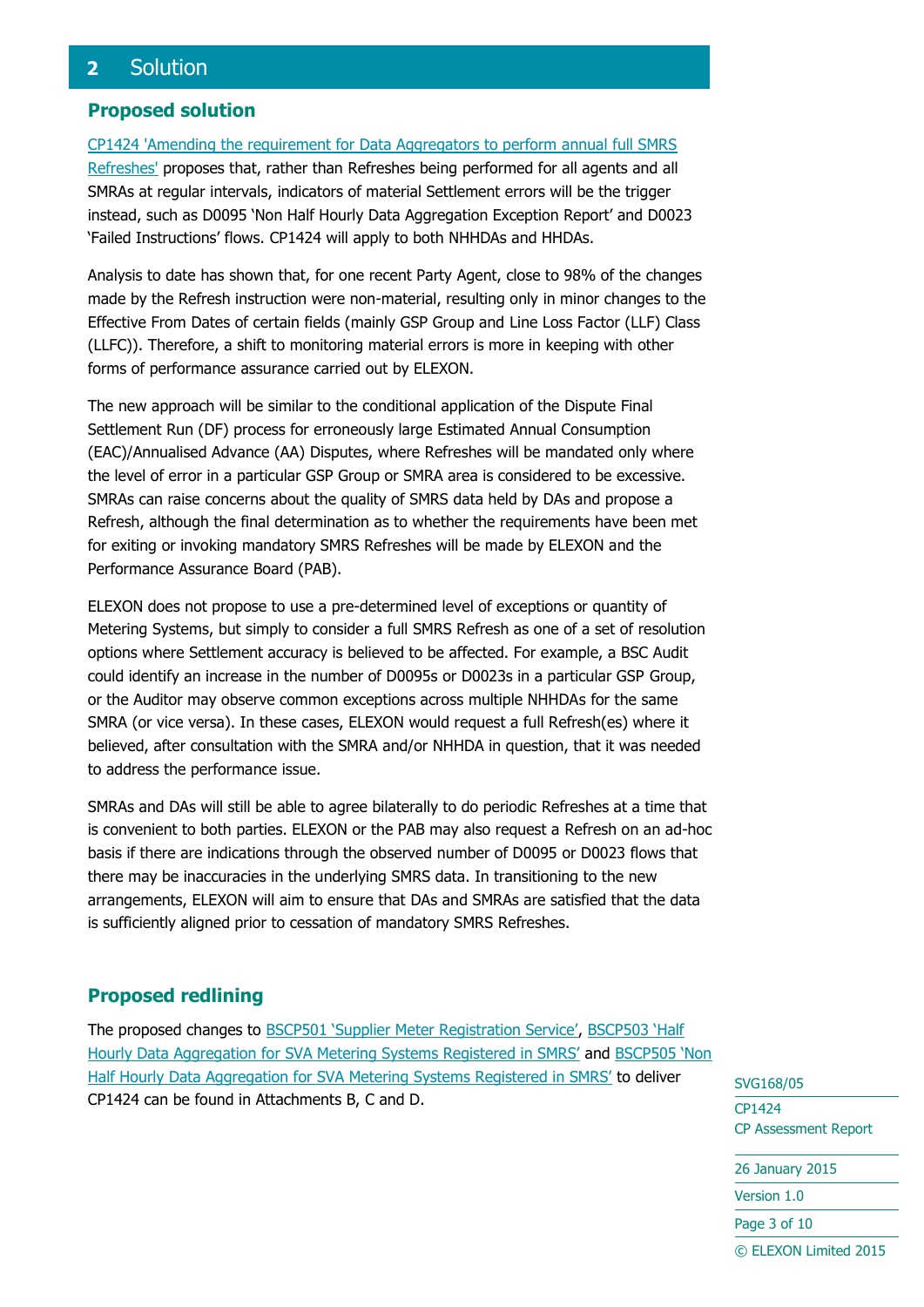## 2 Solution

### Proposed solution

CP1424 'Amending the requirement for Data Aggregators to perform annual full SMRS Refreshes' proposes that, rather than Refreshes being performed for all agents and all SMRAs at regular intervals, indicators of material Settlement errors will be the trigger instead, such as D0095 'Non Half Hourly Data Aggregation Exception Report' and D0023 'Failed Instructions' flows. CP1424 will apply to both NHHDAs and HHDAs.

Analysis to date has shown that, for one recent Party Agent, close to 98% of the changes made by the Refresh instruction were non-material, resulting only in minor changes to the Effective From Dates of certain fields (mainly GSP Group and Line Loss Factor (LLF) Class (LLFC)). Therefore, a shift to monitoring material errors is more in keeping with other forms of performance assurance carried out by ELEXON.

The new approach will be similar to the conditional application of the Dispute Final Settlement Run (DF) process for erroneously large Estimated Annual Consumption (EAC)/Annualised Advance (AA) Disputes, where Refreshes will be mandated only where the level of error in a particular GSP Group or SMRA area is considered to be excessive. SMRAs can raise concerns about the quality of SMRS data held by DAs and propose a Refresh, although the final determination as to whether the requirements have been met for exiting or invoking mandatory SMRS Refreshes will be made by ELEXON and the Performance Assurance Board (PAB).

ELEXON does not propose to use a pre-determined level of exceptions or quantity of Metering Systems, but simply to consider a full SMRS Refresh as one of a set of resolution options where Settlement accuracy is believed to be affected. For example, a BSC Audit could identify an increase in the number of D0095s or D0023s in a particular GSP Group, or the Auditor may observe common exceptions across multiple NHHDAs for the same SMRA (or vice versa). In these cases, ELEXON would request a full Refresh(es) where it believed, after consultation with the SMRA and/or NHHDA in question, that it was needed to address the performance issue.

SMRAs and DAs will still be able to agree bilaterally to do periodic Refreshes at a time that is convenient to both parties. ELEXON or the PAB may also request a Refresh on an ad-hoc basis if there are indications through the observed number of D0095 or D0023 flows that there may be inaccuracies in the underlying SMRS data. In transitioning to the new arrangements, ELEXON will aim to ensure that DAs and SMRAs are satisfied that the data is sufficiently aligned prior to cessation of mandatory SMRS Refreshes.

### Proposed redlining

The proposed changes to BSCP501 'Supplier Meter Registration Service', BSCP503 'Half Hourly Data Aggregation for SVA Metering Systems Registered in SMRS' and BSCP505 'Non Half Hourly Data Aggregation for SVA Metering Systems Registered in SMRS' to deliver CP1424 can be found in Attachments B, C and D.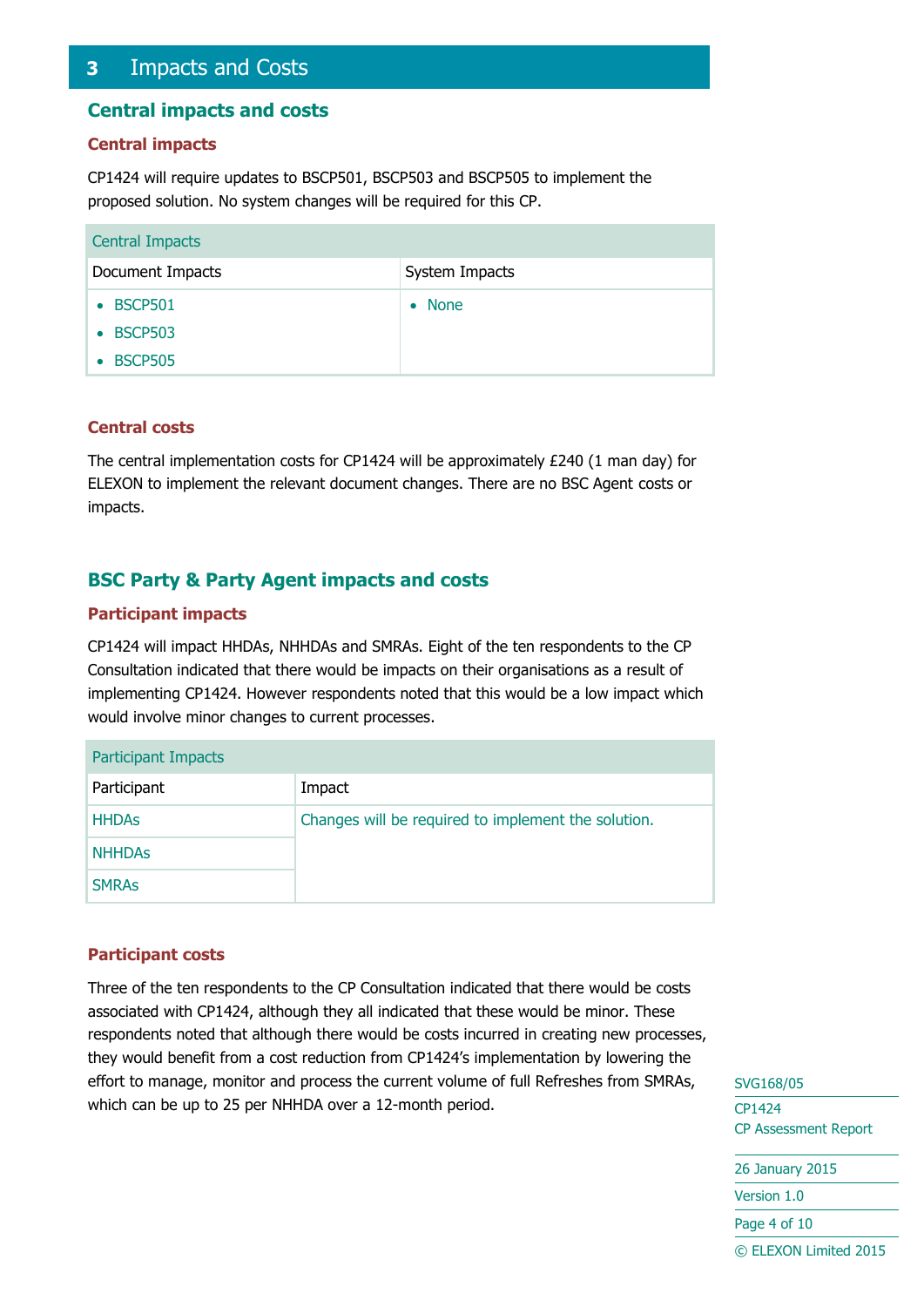# 3 Impacts and Costs

## Central impacts and costs

### Central impacts

CP1424 will require updates to BSCP501, BSCP503 and BSCP505 to implement the proposed solution. No system changes will be required for this CP.

| Central Impacts | |
|---|---|
| Document Impacts | System Impacts |
| • BSCP501<br>• BSCP503<br>• BSCP505 | • None |

### Central costs

The central implementation costs for CP1424 will be approximately £240 (1 man day) for ELEXON to implement the relevant document changes. There are no BSC Agent costs or impacts.

## BSC Party & Party Agent impacts and costs

### Participant impacts

CP1424 will impact HHDAs, NHHDAs and SMRAs. Eight of the ten respondents to the CP Consultation indicated that there would be impacts on their organisations as a result of implementing CP1424. However respondents noted that this would be a low impact which would involve minor changes to current processes.

| Participant Impacts | |
|---|---|
| Participant | Impact |
| HHDAs | Changes will be required to implement the solution. |
| NHHDAs | |
| SMRAs | |

### Participant costs

Three of the ten respondents to the CP Consultation indicated that there would be costs associated with CP1424, although they all indicated that these would be minor. These respondents noted that although there would be costs incurred in creating new processes, they would benefit from a cost reduction from CP1424's implementation by lowering the effort to manage, monitor and process the current volume of full Refreshes from SMRAs, which can be up to 25 per NHHDA over a 12-month period.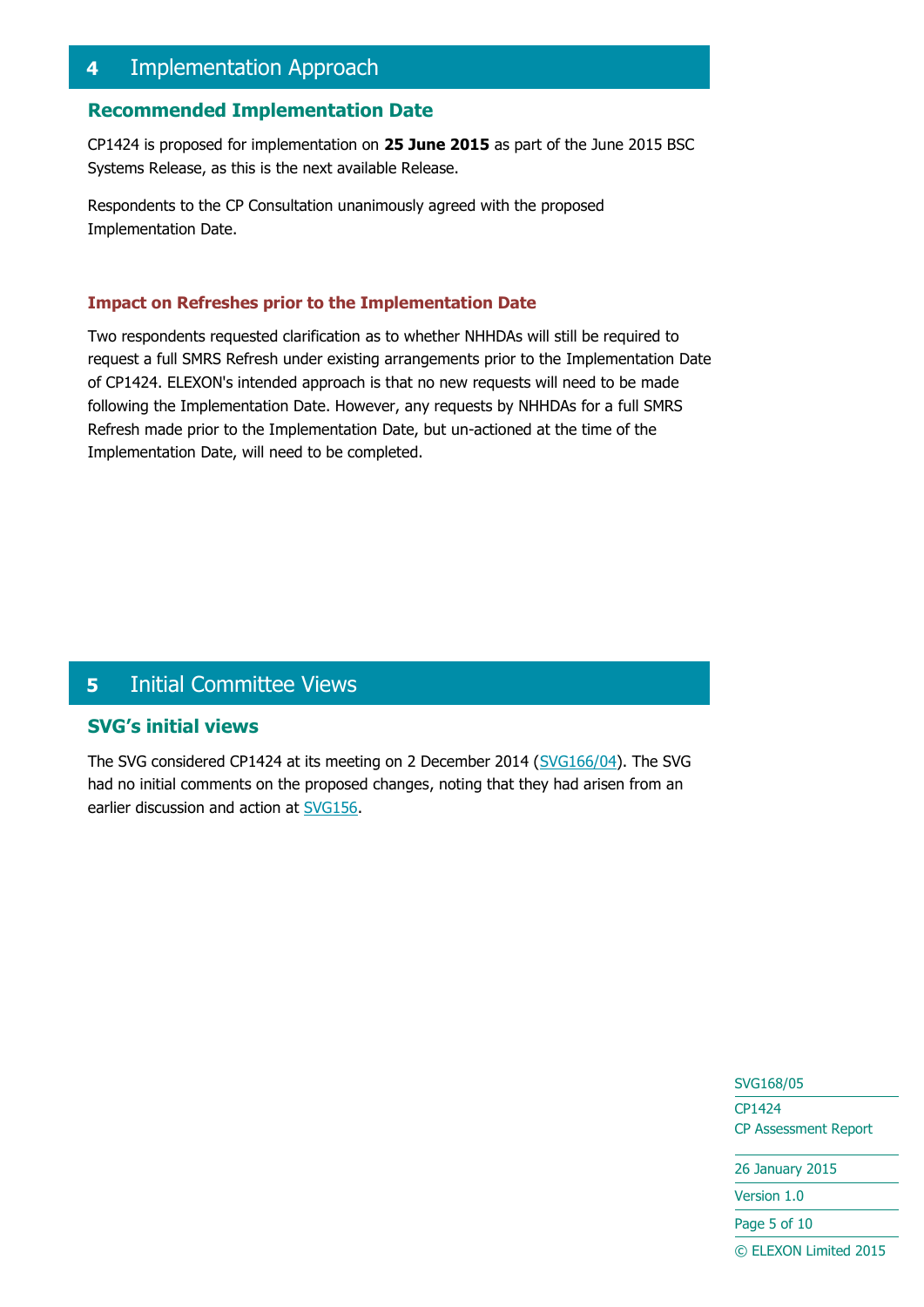# 4 Implementation Approach

## Recommended Implementation Date

CP1424 is proposed for implementation on **25 June 2015** as part of the June 2015 BSC Systems Release, as this is the next available Release.

Respondents to the CP Consultation unanimously agreed with the proposed Implementation Date.

### Impact on Refreshes prior to the Implementation Date

Two respondents requested clarification as to whether NHHDAs will still be required to request a full SMRS Refresh under existing arrangements prior to the Implementation Date of CP1424. ELEXON's intended approach is that no new requests will need to be made following the Implementation Date. However, any requests by NHHDAs for a full SMRS Refresh made prior to the Implementation Date, but un-actioned at the time of the Implementation Date, will need to be completed.

# 5 Initial Committee Views

## SVG's initial views

The SVG considered CP1424 at its meeting on 2 December 2014 (SVG166/04). The SVG had no initial comments on the proposed changes, noting that they had arisen from an earlier discussion and action at SVG156.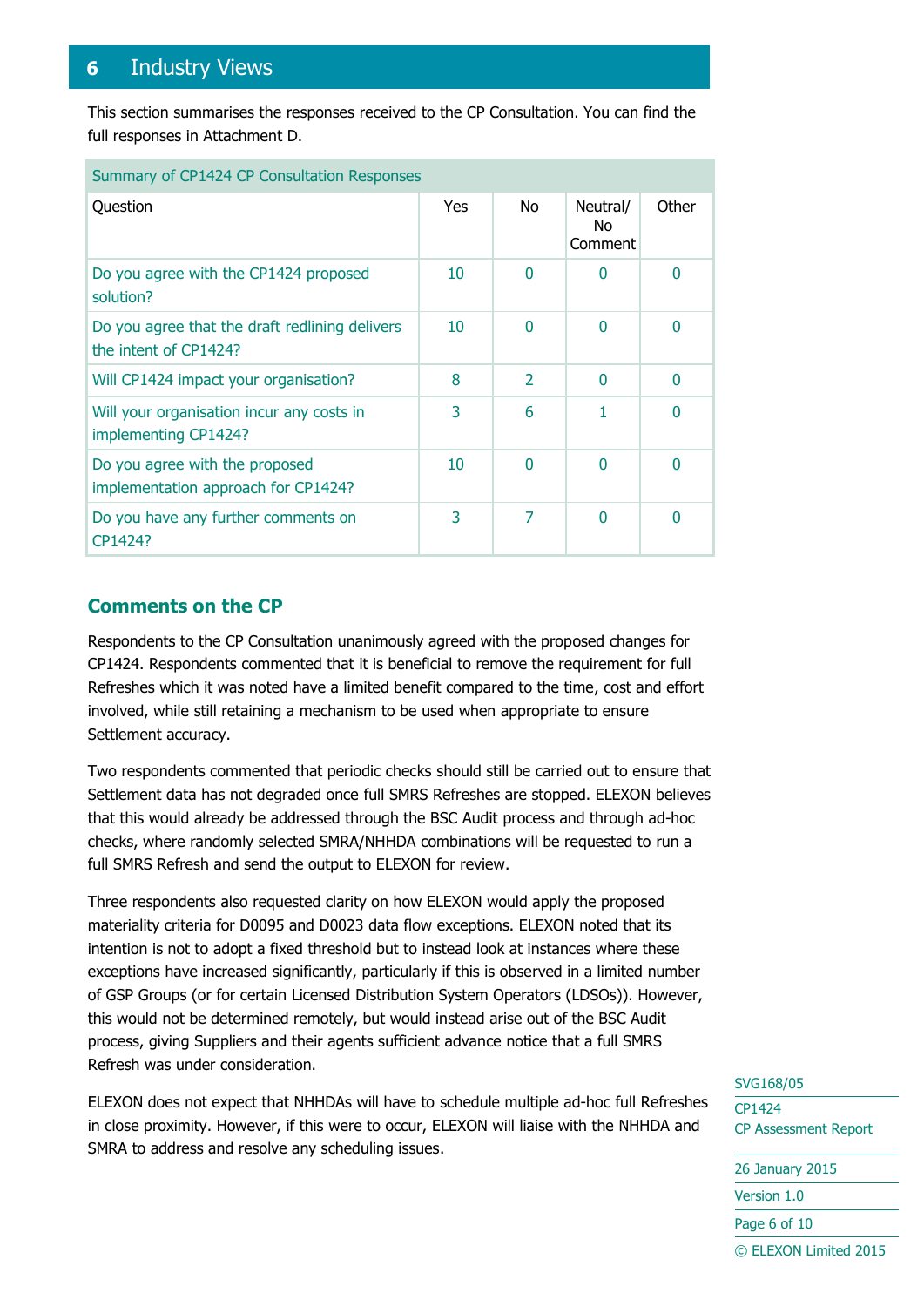# 6 Industry Views

This section summarises the responses received to the CP Consultation. You can find the full responses in Attachment D.

| Summary of CP1424 CP Consultation Responses | | | | |
|---|---|---|---|---|
| Question | Yes | No | Neutral/ No Comment | Other |
| Do you agree with the CP1424 proposed solution? | 10 | 0 | 0 | 0 |
| Do you agree that the draft redlining delivers the intent of CP1424? | 10 | 0 | 0 | 0 |
| Will CP1424 impact your organisation? | 8 | 2 | 0 | 0 |
| Will your organisation incur any costs in implementing CP1424? | 3 | 6 | 1 | 0 |
| Do you agree with the proposed implementation approach for CP1424? | 10 | 0 | 0 | 0 |
| Do you have any further comments on CP1424? | 3 | 7 | 0 | 0 |

## Comments on the CP

Respondents to the CP Consultation unanimously agreed with the proposed changes for CP1424. Respondents commented that it is beneficial to remove the requirement for full Refreshes which it was noted have a limited benefit compared to the time, cost and effort involved, while still retaining a mechanism to be used when appropriate to ensure Settlement accuracy.

Two respondents commented that periodic checks should still be carried out to ensure that Settlement data has not degraded once full SMRS Refreshes are stopped. ELEXON believes that this would already be addressed through the BSC Audit process and through ad-hoc checks, where randomly selected SMRA/NHHDA combinations will be requested to run a full SMRS Refresh and send the output to ELEXON for review.

Three respondents also requested clarity on how ELEXON would apply the proposed materiality criteria for D0095 and D0023 data flow exceptions. ELEXON noted that its intention is not to adopt a fixed threshold but to instead look at instances where these exceptions have increased significantly, particularly if this is observed in a limited number of GSP Groups (or for certain Licensed Distribution System Operators (LDSOs)). However, this would not be determined remotely, but would instead arise out of the BSC Audit process, giving Suppliers and their agents sufficient advance notice that a full SMRS Refresh was under consideration.

ELEXON does not expect that NHHDAs will have to schedule multiple ad-hoc full Refreshes in close proximity. However, if this were to occur, ELEXON will liaise with the NHHDA and SMRA to address and resolve any scheduling issues.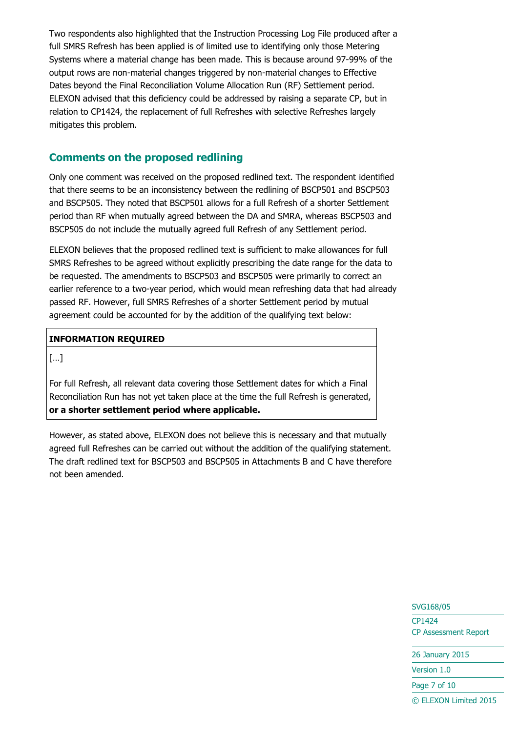Two respondents also highlighted that the Instruction Processing Log File produced after a full SMRS Refresh has been applied is of limited use to identifying only those Metering Systems where a material change has been made. This is because around 97-99% of the output rows are non-material changes triggered by non-material changes to Effective Dates beyond the Final Reconciliation Volume Allocation Run (RF) Settlement period. ELEXON advised that this deficiency could be addressed by raising a separate CP, but in relation to CP1424, the replacement of full Refreshes with selective Refreshes largely mitigates this problem.

## Comments on the proposed redlining

Only one comment was received on the proposed redlined text. The respondent identified that there seems to be an inconsistency between the redlining of BSCP501 and BSCP503 and BSCP505. They noted that BSCP501 allows for a full Refresh of a shorter Settlement period than RF when mutually agreed between the DA and SMRA, whereas BSCP503 and BSCP505 do not include the mutually agreed full Refresh of any Settlement period.

ELEXON believes that the proposed redlined text is sufficient to make allowances for full SMRS Refreshes to be agreed without explicitly prescribing the date range for the data to be requested. The amendments to BSCP503 and BSCP505 were primarily to correct an earlier reference to a two-year period, which would mean refreshing data that had already passed RF. However, full SMRS Refreshes of a shorter Settlement period by mutual agreement could be accounted for by the addition of the qualifying text below:

| **INFORMATION REQUIRED** |
|---|
| […]<br><br>For full Refresh, all relevant data covering those Settlement dates for which a Final Reconciliation Run has not yet taken place at the time the full Refresh is generated, **or a shorter settlement period where applicable.** |

However, as stated above, ELEXON does not believe this is necessary and that mutually agreed full Refreshes can be carried out without the addition of the qualifying statement. The draft redlined text for BSCP503 and BSCP505 in Attachments B and C have therefore not been amended.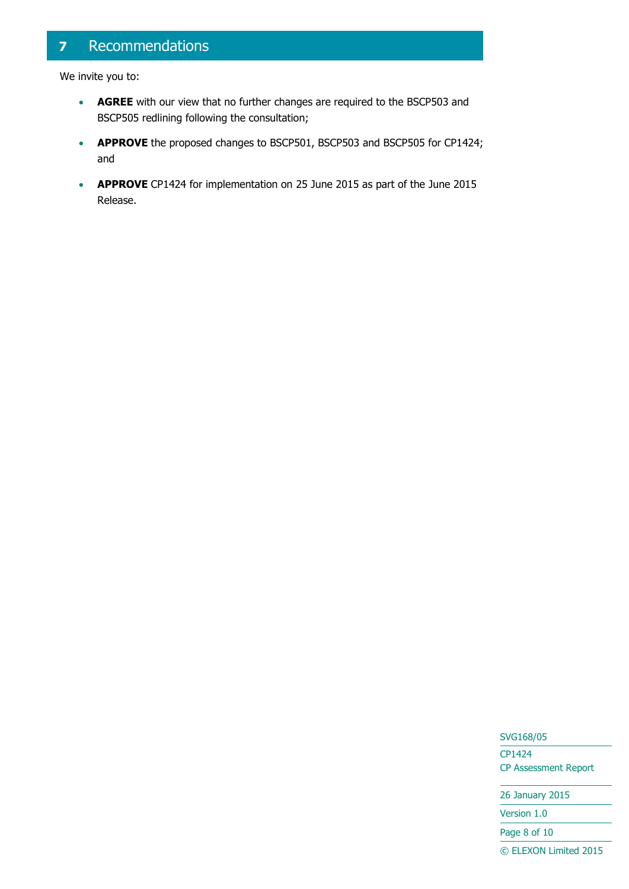# 7 Recommendations

We invite you to:

- **AGREE** with our view that no further changes are required to the BSCP503 and BSCP505 redlining following the consultation;
- **APPROVE** the proposed changes to BSCP501, BSCP503 and BSCP505 for CP1424; and
- **APPROVE** CP1424 for implementation on 25 June 2015 as part of the June 2015 Release.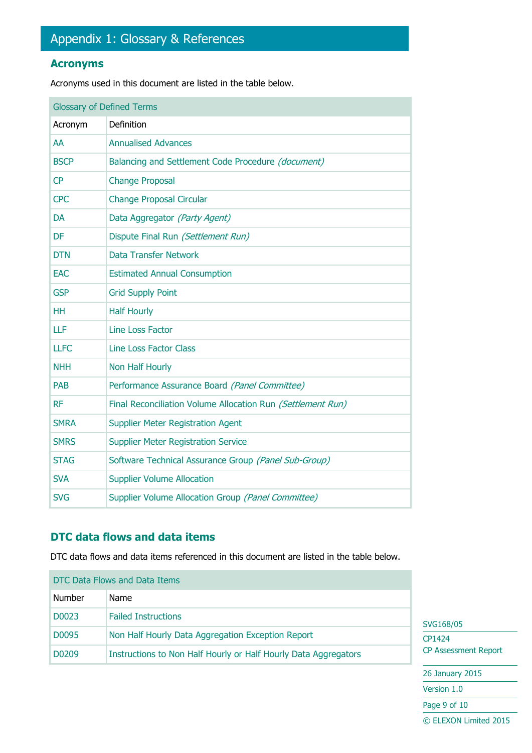# Appendix 1: Glossary & References

## Acronyms

Acronyms used in this document are listed in the table below.

| Glossary of Defined Terms | |
|---|---|
| Acronym | Definition |
| AA | Annualised Advances |
| BSCP | Balancing and Settlement Code Procedure *(document)* |
| CP | Change Proposal |
| CPC | Change Proposal Circular |
| DA | Data Aggregator *(Party Agent)* |
| DF | Dispute Final Run *(Settlement Run)* |
| DTN | Data Transfer Network |
| EAC | Estimated Annual Consumption |
| GSP | Grid Supply Point |
| HH | Half Hourly |
| LLF | Line Loss Factor |
| LLFC | Line Loss Factor Class |
| NHH | Non Half Hourly |
| PAB | Performance Assurance Board *(Panel Committee)* |
| RF | Final Reconciliation Volume Allocation Run *(Settlement Run)* |
| SMRA | Supplier Meter Registration Agent |
| SMRS | Supplier Meter Registration Service |
| STAG | Software Technical Assurance Group *(Panel Sub-Group)* |
| SVA | Supplier Volume Allocation |
| SVG | Supplier Volume Allocation Group *(Panel Committee)* |

## DTC data flows and data items

DTC data flows and data items referenced in this document are listed in the table below.

| DTC Data Flows and Data Items | |
|---|---|
| Number | Name |
| D0023 | Failed Instructions |
| D0095 | Non Half Hourly Data Aggregation Exception Report |
| D0209 | Instructions to Non Half Hourly or Half Hourly Data Aggregators |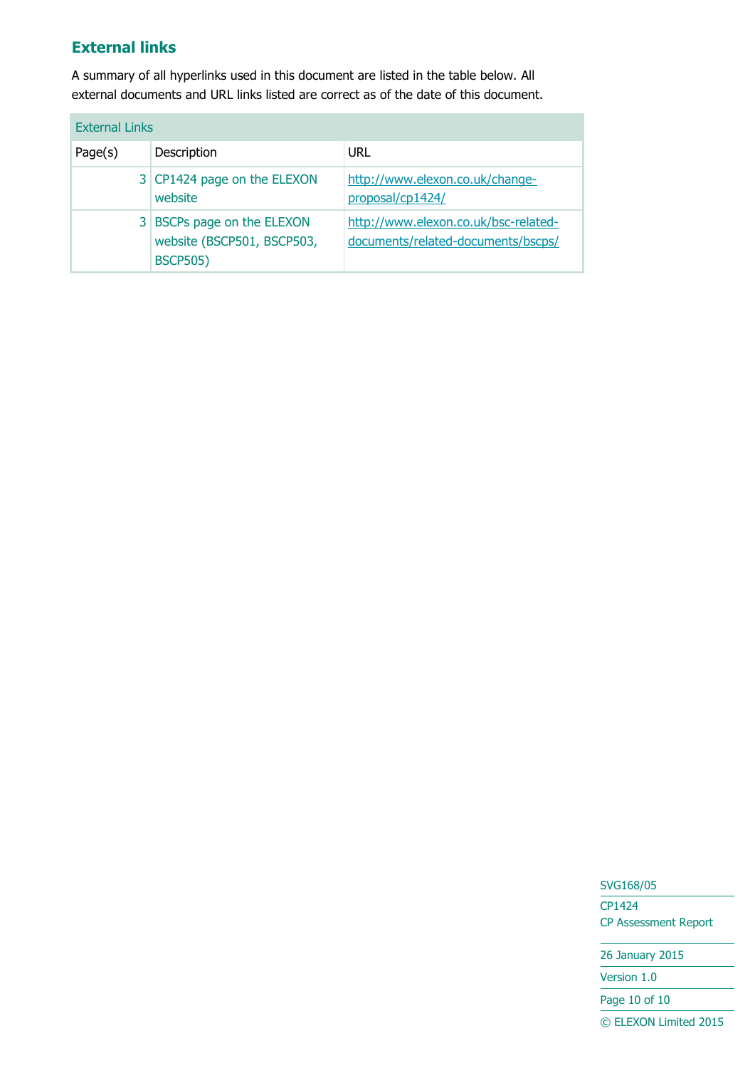## External links

A summary of all hyperlinks used in this document are listed in the table below. All external documents and URL links listed are correct as of the date of this document.

| External Links | | |
|---|---|---|
| Page(s) | Description | URL |
| 3 | CP1424 page on the ELEXON website | http://www.elexon.co.uk/change-proposal/cp1424/ |
| 3 | BSCPs page on the ELEXON website (BSCP501, BSCP503, BSCP505) | http://www.elexon.co.uk/bsc-related-documents/related-documents/bscps/ |